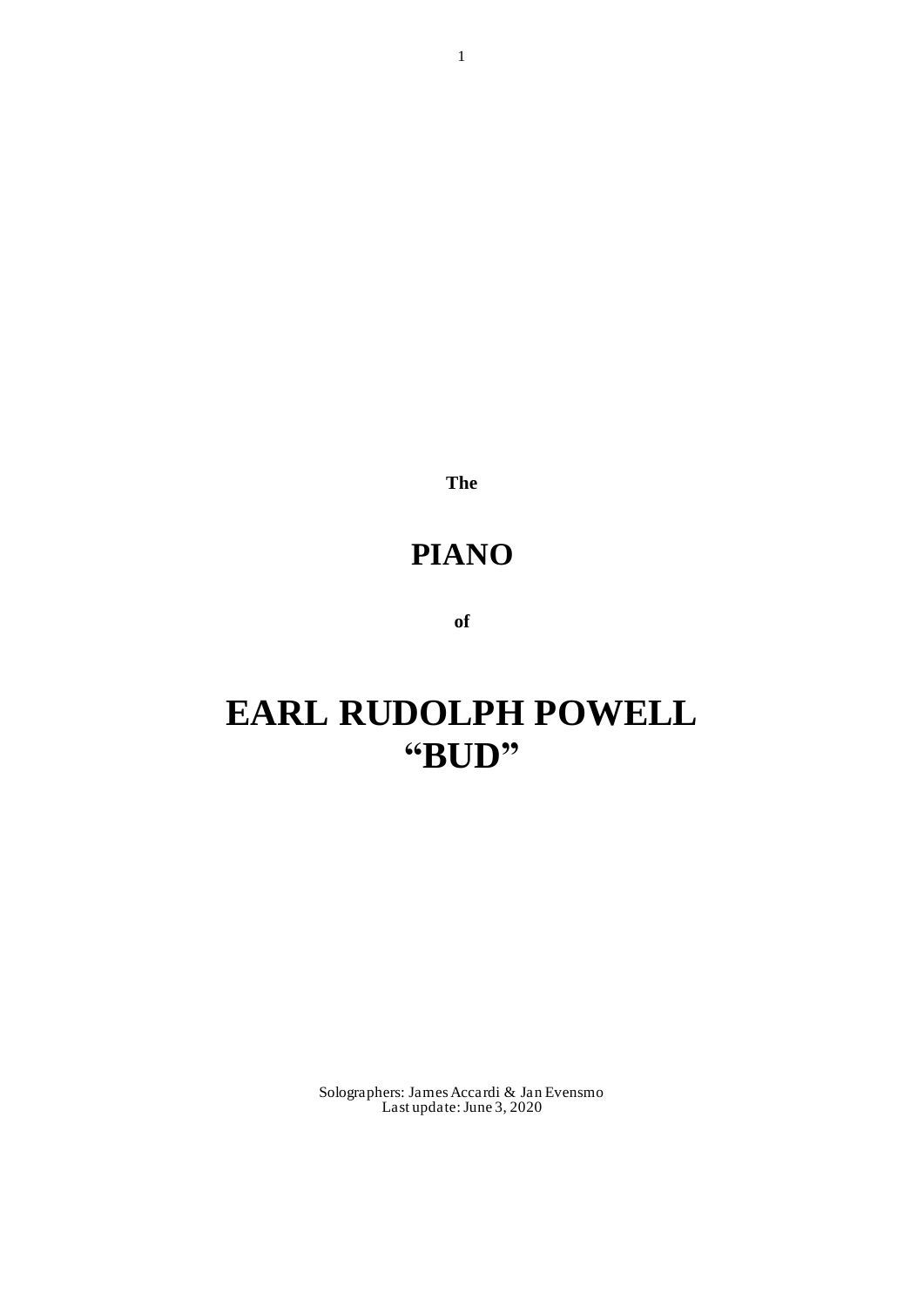**The**

# PIANO

**of**

# EARL RUDOLPH POWELL
# "BUD"

Solographers: James Accardi & Jan Evensmo
Last update: June 3, 2020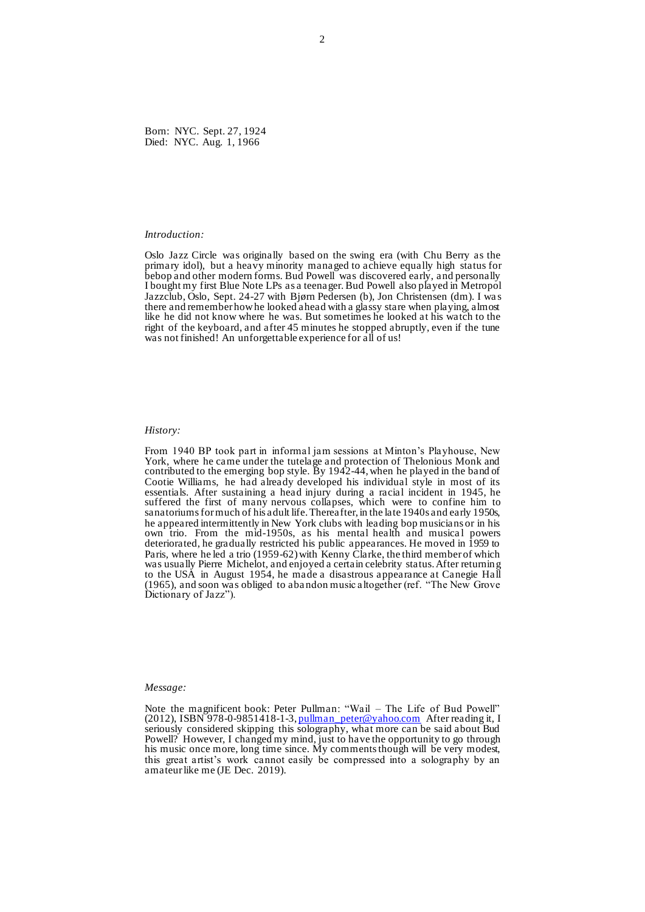Born: NYC. Sept. 27, 1924
Died: NYC. Aug. 1, 1966

*Introduction:*

Oslo Jazz Circle was originally based on the swing era (with Chu Berry as the primary idol), but a heavy minority managed to achieve equally high status for bebop and other modern forms. Bud Powell was discovered early, and personally I bought my first Blue Note LPs as a teenager. Bud Powell also played in Metropol Jazzclub, Oslo, Sept. 24-27 with Bjørn Pedersen (b), Jon Christensen (dm). I was there and remember how he looked ahead with a glassy stare when playing, almost like he did not know where he was. But sometimes he looked at his watch to the right of the keyboard, and after 45 minutes he stopped abruptly, even if the tune was not finished! An unforgettable experience for all of us!

*History:*

From 1940 BP took part in informal jam sessions at Minton's Playhouse, New York, where he came under the tutelage and protection of Thelonious Monk and contributed to the emerging bop style. By 1942-44, when he played in the band of Cootie Williams, he had already developed his individual style in most of its essentials. After sustaining a head injury during a racial incident in 1945, he suffered the first of many nervous collapses, which were to confine him to sanatoriums for much of his adult life. Thereafter, in the late 1940s and early 1950s, he appeared intermittently in New York clubs with leading bop musicians or in his own trio. From the mid-1950s, as his mental health and musical powers deteriorated, he gradually restricted his public appearances. He moved in 1959 to Paris, where he led a trio (1959-62) with Kenny Clarke, the third member of which was usually Pierre Michelot, and enjoyed a certain celebrity status. After returning to the USA in August 1954, he made a disastrous appearance at Canegie Hall (1965), and soon was obliged to abandon music altogether (ref. "The New Grove Dictionary of Jazz").

*Message:*

Note the magnificent book: Peter Pullman: "Wail – The Life of Bud Powell" (2012), ISBN 978-0-9851418-1-3, pullman_peter@yahoo.com After reading it, I seriously considered skipping this solography, what more can be said about Bud Powell? However, I changed my mind, just to have the opportunity to go through his music once more, long time since. My comments though will be very modest, this great artist's work cannot easily be compressed into a solography by an amateur like me (JE Dec. 2019).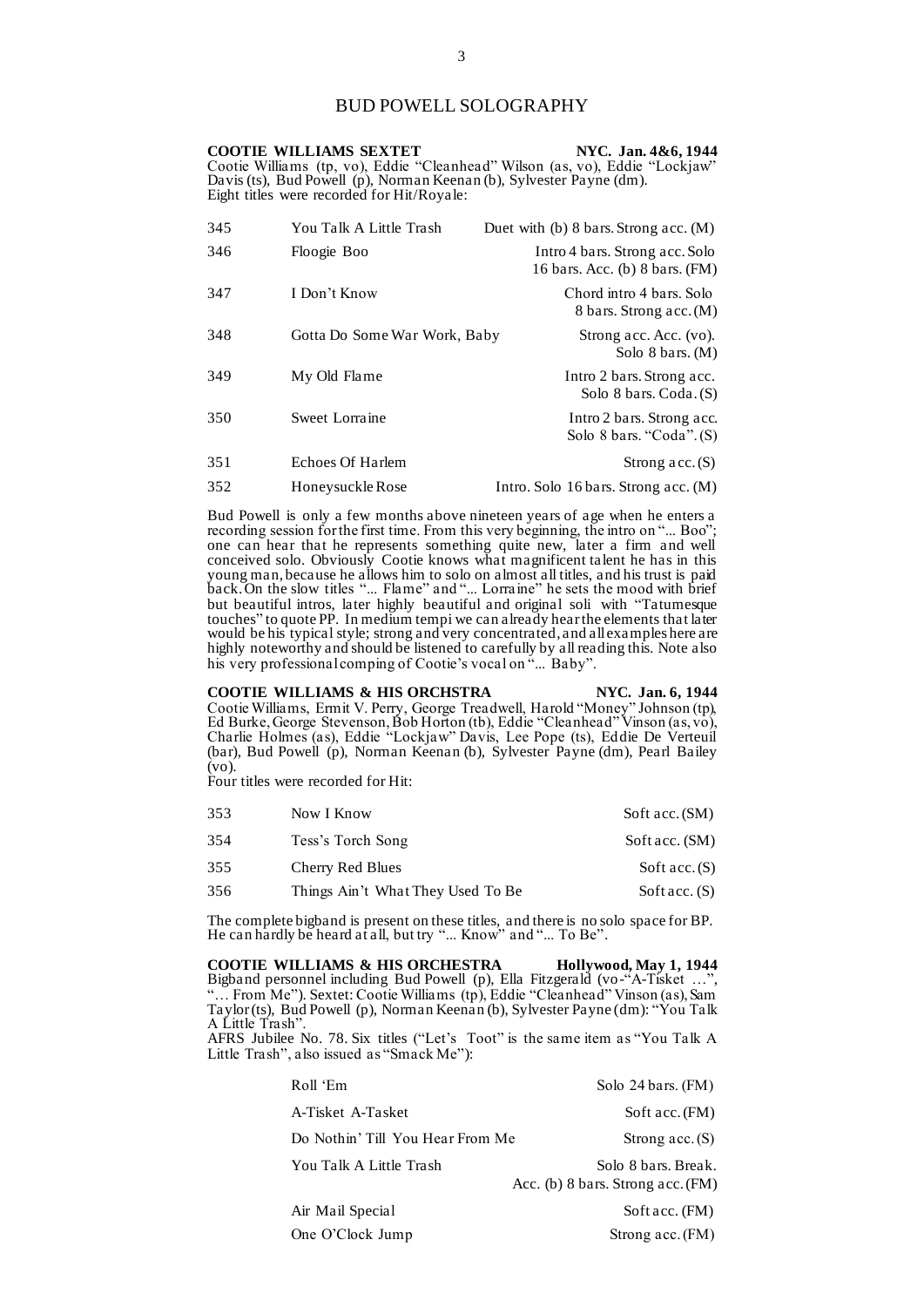# BUD POWELL SOLOGRAPHY

**COOTIE WILLIAMS SEXTET** **NYC. Jan. 4&6, 1944**

Cootie Williams (tp, vo), Eddie "Cleanhead" Wilson (as, vo), Eddie "Lockjaw" Davis (ts), Bud Powell (p), Norman Keenan (b), Sylvester Payne (dm).
Eight titles were recorded for Hit/Royale:

| | | |
|---|---|---|
| 345 | You Talk A Little Trash | Duet with (b) 8 bars. Strong acc. (M) |
| 346 | Floogie Boo | Intro 4 bars. Strong acc. Solo 16 bars. Acc. (b) 8 bars. (FM) |
| 347 | I Don't Know | Chord intro 4 bars. Solo 8 bars. Strong acc. (M) |
| 348 | Gotta Do Some War Work, Baby | Strong acc. Acc. (vo). Solo 8 bars. (M) |
| 349 | My Old Flame | Intro 2 bars. Strong acc. Solo 8 bars. Coda. (S) |
| 350 | Sweet Lorraine | Intro 2 bars. Strong acc. Solo 8 bars. "Coda". (S) |
| 351 | Echoes Of Harlem | Strong acc. (S) |
| 352 | Honeysuckle Rose | Intro. Solo 16 bars. Strong acc. (M) |

Bud Powell is only a few months above nineteen years of age when he enters a recording session for the first time. From this very beginning, the intro on "... Boo"; one can hear that he represents something quite new, later a firm and well conceived solo. Obviously Cootie knows what magnificent talent he has in this young man, because he allows him to solo on almost all titles, and his trust is paid back. On the slow titles "... Flame" and "... Lorraine" he sets the mood with brief but beautiful intros, later highly beautiful and original soli with "Tatumesque touches" to quote PP. In medium tempi we can already hear the elements that later would be his typical style; strong and very concentrated, and all examples here are highly noteworthy and should be listened to carefully by all reading this. Note also his very professional comping of Cootie's vocal on "... Baby".

**COOTIE WILLIAMS & HIS ORCHSTRA** **NYC. Jan. 6, 1944**

Cootie Williams, Ermit V. Perry, George Treadwell, Harold "Money" Johnson (tp), Ed Burke, George Stevenson, Bob Horton (tb), Eddie "Cleanhead" Vinson (as, vo), Charlie Holmes (as), Eddie "Lockjaw" Davis, Lee Pope (ts), Eddie De Verteuil (bar), Bud Powell (p), Norman Keenan (b), Sylvester Payne (dm), Pearl Bailey (vo).
Four titles were recorded for Hit:

| | | |
|---|---|---|
| 353 | Now I Know | Soft acc. (SM) |
| 354 | Tess's Torch Song | Soft acc. (SM) |
| 355 | Cherry Red Blues | Soft acc. (S) |
| 356 | Things Ain't What They Used To Be | Soft acc. (S) |

The complete bigband is present on these titles, and there is no solo space for BP. He can hardly be heard at all, but try "... Know" and "... To Be".

**COOTIE WILLIAMS & HIS ORCHESTRA** **Hollywood, May 1, 1944**

Bigband personnel including Bud Powell (p), Ella Fitzgerald (vo-"A-Tisket ...", "... From Me"). Sextet: Cootie Williams (tp), Eddie "Cleanhead" Vinson (as), Sam Taylor (ts), Bud Powell (p), Norman Keenan (b), Sylvester Payne (dm): "You Talk A Little Trash".
AFRS Jubilee No. 78. Six titles ("Let's Toot" is the same item as "You Talk A Little Trash", also issued as "Smack Me"):

| | |
|---|---|
| Roll 'Em | Solo 24 bars. (FM) |
| A-Tisket A-Tasket | Soft acc. (FM) |
| Do Nothin' Till You Hear From Me | Strong acc. (S) |
| You Talk A Little Trash | Solo 8 bars. Break. Acc. (b) 8 bars. Strong acc. (FM) |
| Air Mail Special | Soft acc. (FM) |
| One O'Clock Jump | Strong acc. (FM) |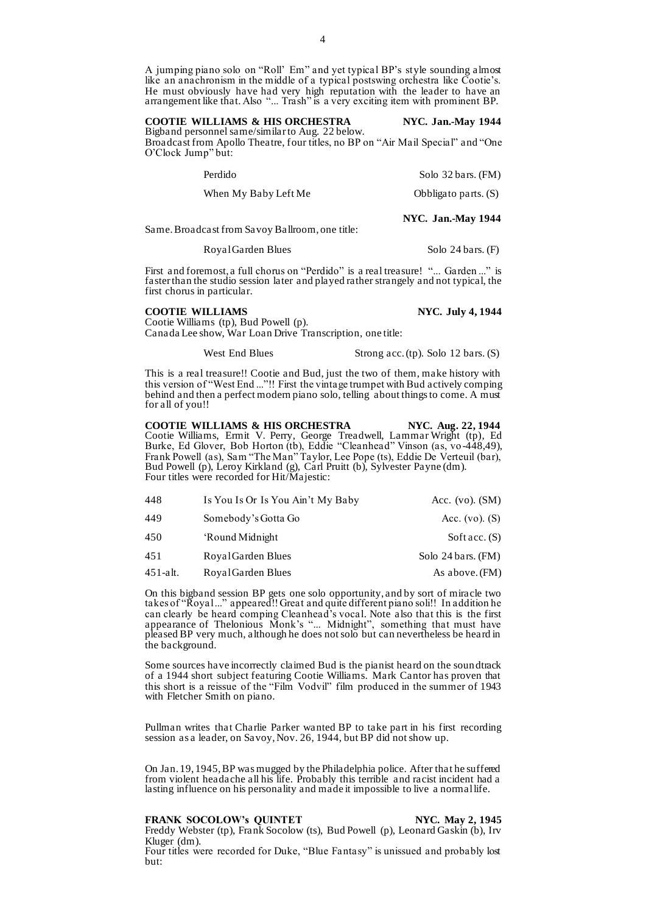A jumping piano solo on "Roll' Em" and yet typical BP's style sounding almost like an anachronism in the middle of a typical postswing orchestra like Cootie's. He must obviously have had very high reputation with the leader to have an arrangement like that. Also "... Trash" is a very exciting item with prominent BP.

**COOTIE WILLIAMS & HIS ORCHESTRA** **NYC. Jan.-May 1944**

Bigband personnel same/similar to Aug. 22 below.
Broadcast from Apollo Theatre, four titles, no BP on "Air Mail Special" and "One O'Clock Jump" but:

| | |
|---|---|
| Perdido | Solo 32 bars. (FM) |
| When My Baby Left Me | Obbligato parts. (S) |

**NYC. Jan.-May 1944**

Same. Broadcast from Savoy Ballroom, one title:

| | |
|---|---|
| Royal Garden Blues | Solo 24 bars. (F) |

First and foremost, a full chorus on "Perdido" is a real treasure! "... Garden ..." is faster than the studio session later and played rather strangely and not typical, the first chorus in particular.

**COOTIE WILLIAMS** **NYC. July 4, 1944**

Cootie Williams (tp), Bud Powell (p).
Canada Lee show, War Loan Drive Transcription, one title:

| | |
|---|---|
| West End Blues | Strong acc. (tp). Solo 12 bars. (S) |

This is a real treasure!! Cootie and Bud, just the two of them, make history with this version of "West End ..."!! First the vintage trumpet with Bud actively comping behind and then a perfect modern piano solo, telling about things to come. A must for all of you!!

**COOTIE WILLIAMS & HIS ORCHESTRA** **NYC. Aug. 22, 1944**

Cootie Williams, Ermit V. Perry, George Treadwell, Lammar Wright (tp), Ed Burke, Ed Glover, Bob Horton (tb), Eddie "Cleanhead" Vinson (as, vo-448,49), Frank Powell (as), Sam "The Man" Taylor, Lee Pope (ts), Eddie De Verteuil (bar), Bud Powell (p), Leroy Kirkland (g), Carl Pruitt (b), Sylvester Payne (dm).
Four titles were recorded for Hit/Majestic:

| | | |
|---|---|---|
| 448 | Is You Is Or Is You Ain't My Baby | Acc. (vo). (SM) |
| 449 | Somebody's Gotta Go | Acc. (vo). (S) |
| 450 | 'Round Midnight | Soft acc. (S) |
| 451 | Royal Garden Blues | Solo 24 bars. (FM) |
| 451-alt. | Royal Garden Blues | As above. (FM) |

On this bigband session BP gets one solo opportunity, and by sort of miracle two takes of "Royal ..." appeared!! Great and quite different piano soli!! In addition he can clearly be heard comping Cleanhead's vocal. Note also that this is the first appearance of Thelonious Monk's "... Midnight", something that must have pleased BP very much, although he does not solo but can nevertheless be heard in the background.

Some sources have incorrectly claimed Bud is the pianist heard on the soundtrack of a 1944 short subject featuring Cootie Williams. Mark Cantor has proven that this short is a reissue of the "Film Vodvil" film produced in the summer of 1943 with Fletcher Smith on piano.

Pullman writes that Charlie Parker wanted BP to take part in his first recording session as a leader, on Savoy, Nov. 26, 1944, but BP did not show up.

On Jan. 19, 1945, BP was mugged by the Philadelphia police. After that he suffered from violent headache all his life. Probably this terrible and racist incident had a lasting influence on his personality and made it impossible to live a normal life.

**FRANK SOCOLOW's QUINTET** **NYC. May 2, 1945**

Freddy Webster (tp), Frank Socolow (ts), Bud Powell (p), Leonard Gaskin (b), Irv Kluger (dm).
Four titles were recorded for Duke, "Blue Fantasy" is unissued and probably lost but: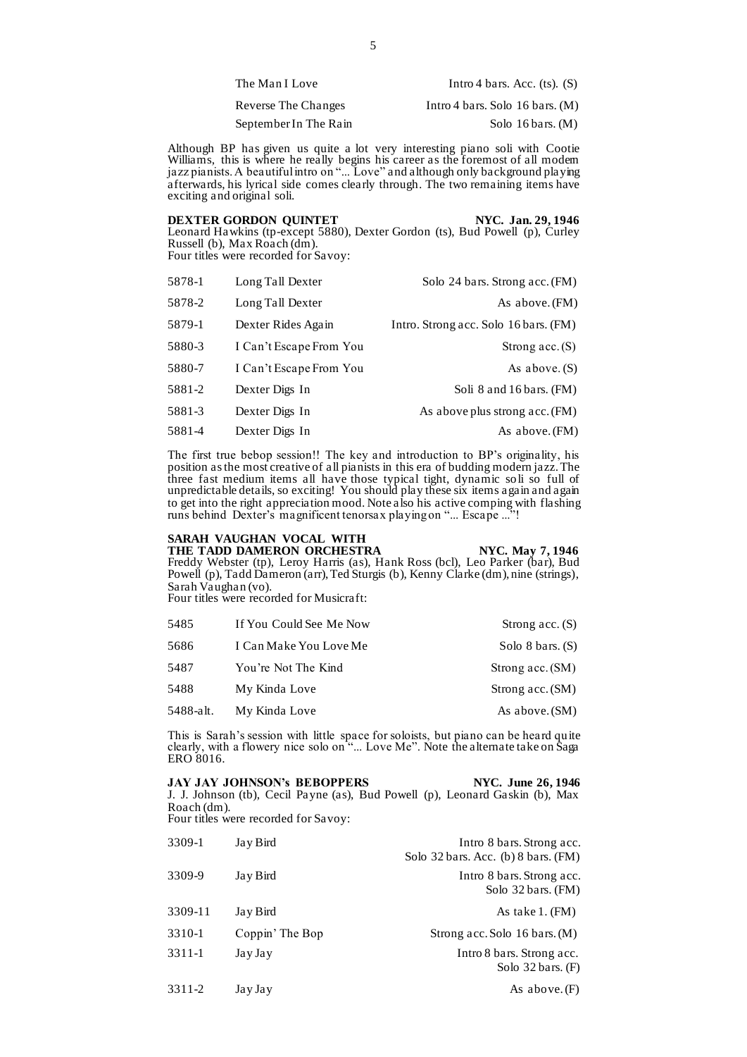| | |
|---|---|
| The Man I Love | Intro 4 bars. Acc. (ts). (S) |
| Reverse The Changes | Intro 4 bars. Solo 16 bars. (M) |
| September In The Rain | Solo 16 bars. (M) |

Although BP has given us quite a lot very interesting piano soli with Cootie Williams, this is where he really begins his career as the foremost of all modern jazz pianists. A beautiful intro on "... Love" and although only background playing afterwards, his lyrical side comes clearly through. The two remaining items have exciting and original soli.

**DEXTER GORDON QUINTET** **NYC. Jan. 29, 1946**
Leonard Hawkins (tp-except 5880), Dexter Gordon (ts), Bud Powell (p), Curley Russell (b), Max Roach (dm).
Four titles were recorded for Savoy:

| | | |
|---|---|---|
| 5878-1 | Long Tall Dexter | Solo 24 bars. Strong acc. (FM) |
| 5878-2 | Long Tall Dexter | As above. (FM) |
| 5879-1 | Dexter Rides Again | Intro. Strong acc. Solo 16 bars. (FM) |
| 5880-3 | I Can't Escape From You | Strong acc. (S) |
| 5880-7 | I Can't Escape From You | As above. (S) |
| 5881-2 | Dexter Digs In | Soli 8 and 16 bars. (FM) |
| 5881-3 | Dexter Digs In | As above plus strong acc. (FM) |
| 5881-4 | Dexter Digs In | As above. (FM) |

The first true bebop session!! The key and introduction to BP's originality, his position as the most creative of all pianists in this era of budding modern jazz. The three fast medium items all have those typical tight, dynamic soli so full of unpredictable details, so exciting! You should play these six items again and again to get into the right appreciation mood. Note also his active comping with flashing runs behind Dexter's magnificent tenorsax playing on "... Escape ..."!

**SARAH VAUGHAN VOCAL WITH**
**THE TADD DAMERON ORCHESTRA** **NYC. May 7, 1946**
Freddy Webster (tp), Leroy Harris (as), Hank Ross (bcl), Leo Parker (bar), Bud Powell (p), Tadd Dameron (arr), Ted Sturgis (b), Kenny Clarke (dm), nine (strings), Sarah Vaughan (vo).
Four titles were recorded for Musicraft:

| | | |
|---|---|---|
| 5485 | If You Could See Me Now | Strong acc. (S) |
| 5686 | I Can Make You Love Me | Solo 8 bars. (S) |
| 5487 | You're Not The Kind | Strong acc. (SM) |
| 5488 | My Kinda Love | Strong acc. (SM) |
| 5488-alt. | My Kinda Love | As above. (SM) |

This is Sarah's session with little space for soloists, but piano can be heard quite clearly, with a flowery nice solo on "... Love Me". Note the alternate take on Saga ERO 8016.

**JAY JAY JOHNSON's BEBOPPERS** **NYC. June 26, 1946**
J. J. Johnson (tb), Cecil Payne (as), Bud Powell (p), Leonard Gaskin (b), Max Roach (dm).
Four titles were recorded for Savoy:

| | | |
|---|---|---|
| 3309-1 | Jay Bird | Intro 8 bars. Strong acc. Solo 32 bars. Acc. (b) 8 bars. (FM) |
| 3309-9 | Jay Bird | Intro 8 bars. Strong acc. Solo 32 bars. (FM) |
| 3309-11 | Jay Bird | As take 1. (FM) |
| 3310-1 | Coppin' The Bop | Strong acc. Solo 16 bars. (M) |
| 3311-1 | Jay Jay | Intro 8 bars. Strong acc. Solo 32 bars. (F) |
| 3311-2 | Jay Jay | As above. (F) |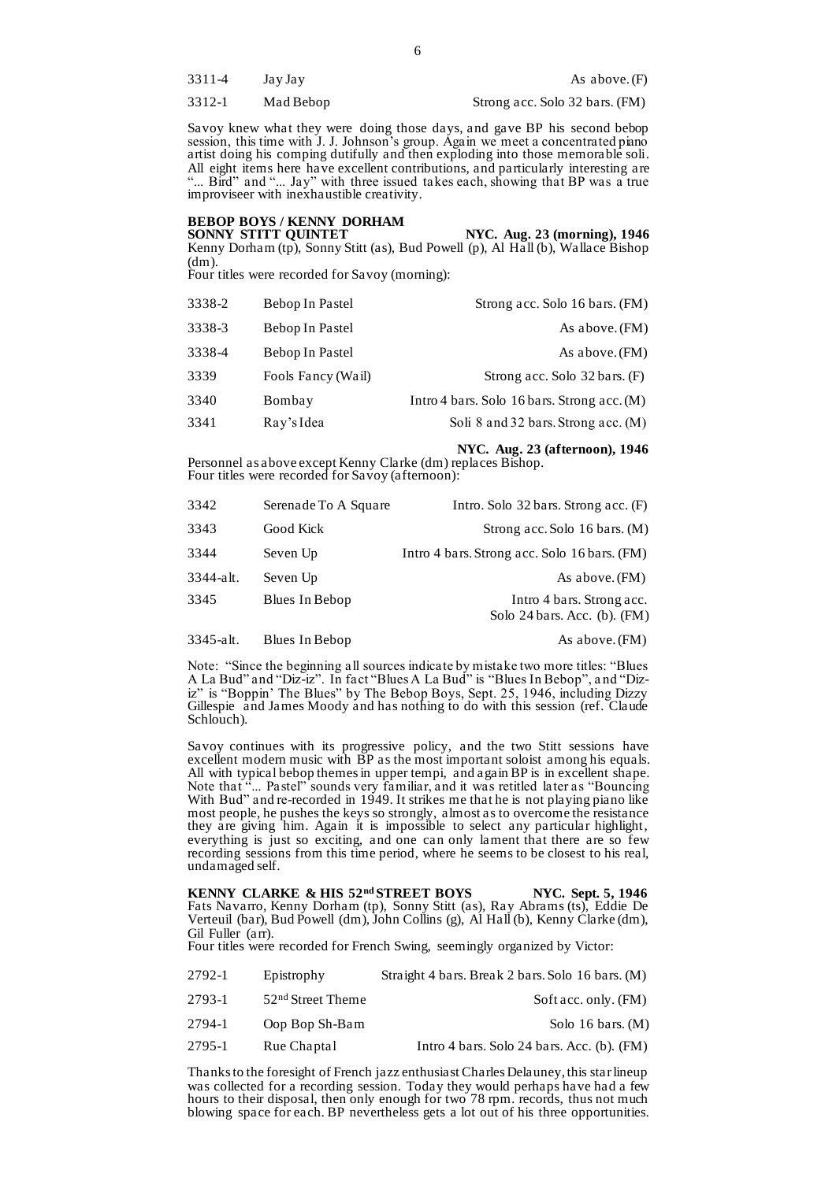| | | |
|---|---|---|
| 3311-4 | Jay Jay | As above. (F) |
| 3312-1 | Mad Bebop | Strong acc. Solo 32 bars. (FM) |

Savoy knew what they were doing those days, and gave BP his second bebop session, this time with J. J. Johnson's group. Again we meet a concentrated piano artist doing his comping dutifully and then exploding into those memorable soli. All eight items here have excellent contributions, and particularly interesting are "... Bird" and "... Jay" with three issued takes each, showing that BP was a true improviseer with inexhaustible creativity.

**BEBOP BOYS / KENNY DORHAM**
**SONNY STITT QUINTET** **NYC. Aug. 23 (morning), 1946**
Kenny Dorham (tp), Sonny Stitt (as), Bud Powell (p), Al Hall (b), Wallace Bishop (dm).
Four titles were recorded for Savoy (morning):

| | | |
|---|---|---|
| 3338-2 | Bebop In Pastel | Strong acc. Solo 16 bars. (FM) |
| 3338-3 | Bebop In Pastel | As above. (FM) |
| 3338-4 | Bebop In Pastel | As above. (FM) |
| 3339 | Fools Fancy (Wail) | Strong acc. Solo 32 bars. (F) |
| 3340 | Bombay | Intro 4 bars. Solo 16 bars. Strong acc. (M) |
| 3341 | Ray's Idea | Soli 8 and 32 bars. Strong acc. (M) |

**NYC. Aug. 23 (afternoon), 1946**
Personnel as above except Kenny Clarke (dm) replaces Bishop.
Four titles were recorded for Savoy (afternoon):

| | | |
|---|---|---|
| 3342 | Serenade To A Square | Intro. Solo 32 bars. Strong acc. (F) |
| 3343 | Good Kick | Strong acc. Solo 16 bars. (M) |
| 3344 | Seven Up | Intro 4 bars. Strong acc. Solo 16 bars. (FM) |
| 3344-alt. | Seven Up | As above. (FM) |
| 3345 | Blues In Bebop | Intro 4 bars. Strong acc. Solo 24 bars. Acc. (b). (FM) |
| 3345-alt. | Blues In Bebop | As above. (FM) |

Note: "Since the beginning all sources indicate by mistake two more titles: "Blues A La Bud" and "Diz-iz". In fact "Blues A La Bud" is "Blues In Bebop", and "Diz-iz" is "Boppin' The Blues" by The Bebop Boys, Sept. 25, 1946, including Dizzy Gillespie and James Moody and has nothing to do with this session (ref. Claude Schlouch).

Savoy continues with its progressive policy, and the two Stitt sessions have excellent modern music with BP as the most important soloist among his equals. All with typical bebop themes in upper tempi, and again BP is in excellent shape. Note that "... Pastel" sounds very familiar, and it was retitled later as "Bouncing With Bud" and re-recorded in 1949. It strikes me that he is not playing piano like most people, he pushes the keys so strongly, almost as to overcome the resistance they are giving him. Again it is impossible to select any particular highlight, everything is just so exciting, and one can only lament that there are so few recording sessions from this time period, where he seems to be closest to his real, undamaged self.

**KENNY CLARKE & HIS 52nd STREET BOYS** **NYC. Sept. 5, 1946**
Fats Navarro, Kenny Dorham (tp), Sonny Stitt (as), Ray Abrams (ts), Eddie De Verteuil (bar), Bud Powell (dm), John Collins (g), Al Hall (b), Kenny Clarke (dm), Gil Fuller (arr).
Four titles were recorded for French Swing, seemingly organized by Victor:

| | | |
|---|---|---|
| 2792-1 | Epistrophy | Straight 4 bars. Break 2 bars. Solo 16 bars. (M) |
| 2793-1 | 52nd Street Theme | Soft acc. only. (FM) |
| 2794-1 | Oop Bop Sh-Bam | Solo 16 bars. (M) |
| 2795-1 | Rue Chaptal | Intro 4 bars. Solo 24 bars. Acc. (b). (FM) |

Thanks to the foresight of French jazz enthusiast Charles Delauney, this star lineup was collected for a recording session. Today they would perhaps have had a few hours to their disposal, then only enough for two 78 rpm. records, thus not much blowing space for each. BP nevertheless gets a lot out of his three opportunities.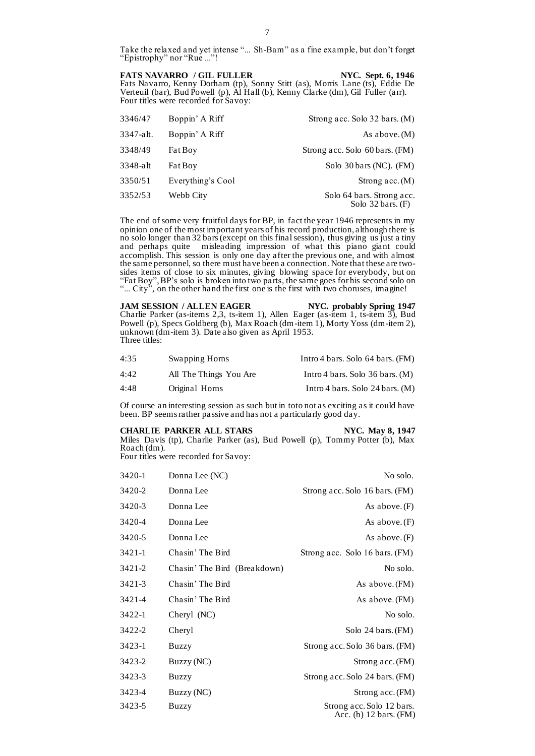Take the relaxed and yet intense "... Sh-Bam" as a fine example, but don't forget "Epistrophy" nor "Rue ..."!

**FATS NAVARRO / GIL FULLER** **NYC. Sept. 6, 1946**
Fats Navarro, Kenny Dorham (tp), Sonny Stitt (as), Morris Lane (ts), Eddie De Verteuil (bar), Bud Powell (p), Al Hall (b), Kenny Clarke (dm), Gil Fuller (arr).
Four titles were recorded for Savoy:

| | | |
|---|---|---|
| 3346/47 | Boppin' A Riff | Strong acc. Solo 32 bars. (M) |
| 3347-alt. | Boppin' A Riff | As above. (M) |
| 3348/49 | Fat Boy | Strong acc. Solo 60 bars. (FM) |
| 3348-alt | Fat Boy | Solo 30 bars (NC). (FM) |
| 3350/51 | Everything's Cool | Strong acc. (M) |
| 3352/53 | Webb City | Solo 64 bars. Strong acc. Solo 32 bars. (F) |

The end of some very fruitful days for BP, in fact the year 1946 represents in my opinion one of the most important years of his record production, although there is no solo longer than 32 bars (except on this final session), thus giving us just a tiny and perhaps quite misleading impression of what this piano giant could accomplish. This session is only one day after the previous one, and with almost the same personnel, so there must have been a connection. Note that these are two-sides items of close to six minutes, giving blowing space for everybody, but on "Fat Boy", BP's solo is broken into two parts, the same goes for his second solo on "... City", on the other hand the first one is the first with two choruses, imagine!

**JAM SESSION / ALLEN EAGER** **NYC. probably Spring 1947**
Charlie Parker (as-items 2,3, ts-item 1), Allen Eager (as-item 1, ts-item 3), Bud Powell (p), Specs Goldberg (b), Max Roach (dm-item 1), Morty Yoss (dm-item 2), unknown (dm-item 3). Date also given as April 1953.
Three titles:

| | | |
|---|---|---|
| 4:35 | Swapping Horns | Intro 4 bars. Solo 64 bars. (FM) |
| 4:42 | All The Things You Are | Intro 4 bars. Solo 36 bars. (M) |
| 4:48 | Original Horns | Intro 4 bars. Solo 24 bars. (M) |

Of course an interesting session as such but in toto not as exciting as it could have been. BP seems rather passive and has not a particularly good day.

**CHARLIE PARKER ALL STARS** **NYC. May 8, 1947**
Miles Davis (tp), Charlie Parker (as), Bud Powell (p), Tommy Potter (b), Max Roach (dm).
Four titles were recorded for Savoy:

| | | |
|---|---|---|
| 3420-1 | Donna Lee (NC) | No solo. |
| 3420-2 | Donna Lee | Strong acc. Solo 16 bars. (FM) |
| 3420-3 | Donna Lee | As above. (F) |
| 3420-4 | Donna Lee | As above. (F) |
| 3420-5 | Donna Lee | As above. (F) |
| 3421-1 | Chasin' The Bird | Strong acc. Solo 16 bars. (FM) |
| 3421-2 | Chasin' The Bird (Breakdown) | No solo. |
| 3421-3 | Chasin' The Bird | As above. (FM) |
| 3421-4 | Chasin' The Bird | As above. (FM) |
| 3422-1 | Cheryl (NC) | No solo. |
| 3422-2 | Cheryl | Solo 24 bars. (FM) |
| 3423-1 | Buzzy | Strong acc. Solo 36 bars. (FM) |
| 3423-2 | Buzzy (NC) | Strong acc. (FM) |
| 3423-3 | Buzzy | Strong acc. Solo 24 bars. (FM) |
| 3423-4 | Buzzy (NC) | Strong acc. (FM) |
| 3423-5 | Buzzy | Strong acc. Solo 12 bars. Acc. (b) 12 bars. (FM) |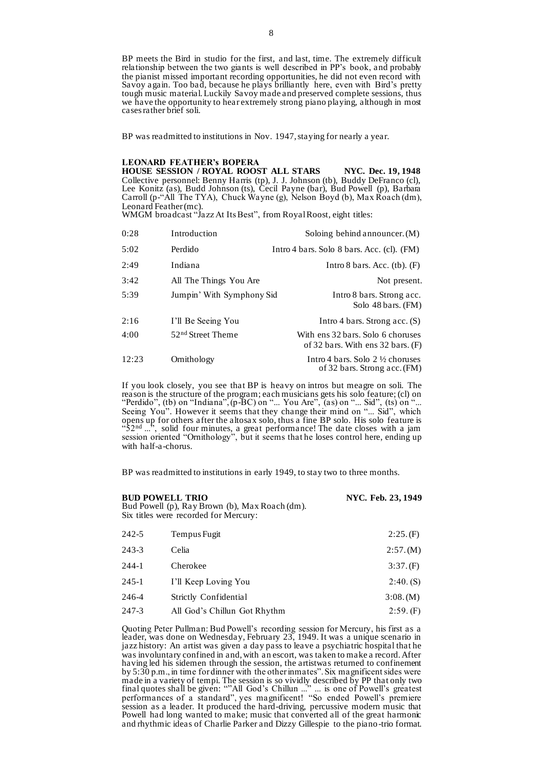BP meets the Bird in studio for the first, and last, time. The extremely difficult relationship between the two giants is well described in PP's book, and probably the pianist missed important recording opportunities, he did not even record with Savoy again. Too bad, because he plays brilliantly here, even with Bird's pretty tough music material. Luckily Savoy made and preserved complete sessions, thus we have the opportunity to hear extremely strong piano playing, although in most cases rather brief soli.

BP was readmitted to institutions in Nov. 1947, staying for nearly a year.

**LEONARD FEATHER's BOPERA**
**HOUSE SESSION / ROYAL ROOST ALL STARS NYC. Dec. 19, 1948**
Collective personnel: Benny Harris (tp), J. J. Johnson (tb), Buddy DeFranco (cl), Lee Konitz (as), Budd Johnson (ts), Cecil Payne (bar), Bud Powell (p), Barbara Carroll (p-"All The TYA), Chuck Wayne (g), Nelson Boyd (b), Max Roach (dm), Leonard Feather (mc).
WMGM broadcast "Jazz At Its Best", from Royal Roost, eight titles:

| | | |
|---|---|---|
| 0:28 | Introduction | Soloing behind announcer. (M) |
| 5:02 | Perdido | Intro 4 bars. Solo 8 bars. Acc. (cl). (FM) |
| 2:49 | Indiana | Intro 8 bars. Acc. (tb). (F) |
| 3:42 | All The Things You Are | Not present. |
| 5:39 | Jumpin' With Symphony Sid | Intro 8 bars. Strong acc. Solo 48 bars. (FM) |
| 2:16 | I'll Be Seeing You | Intro 4 bars. Strong acc. (S) |
| 4:00 | 52nd Street Theme | With ens 32 bars. Solo 6 choruses of 32 bars. With ens 32 bars. (F) |
| 12:23 | Ornithology | Intro 4 bars. Solo 2 ½ choruses of 32 bars. Strong acc. (FM) |

If you look closely, you see that BP is heavy on intros but meagre on soli. The reason is the structure of the program; each musicians gets his solo feature; (cl) on "Perdido", (tb) on "Indiana", (p-BC) on "... You Are", (as) on "... Sid", (ts) on "... Seeing You". However it seems that they change their mind on "... Sid", which opens up for others after the altosax solo, thus a fine BP solo. His solo feature is "52nd ...", solid four minutes, a great performance! The date closes with a jam session oriented "Ornithology", but it seems that he loses control here, ending up with half-a-chorus.

BP was readmitted to institutions in early 1949, to stay two to three months.

**BUD POWELL TRIO NYC. Feb. 23, 1949**
Bud Powell (p), Ray Brown (b), Max Roach (dm).
Six titles were recorded for Mercury:

| | | |
|---|---|---|
| 242-5 | Tempus Fugit | 2:25. (F) |
| 243-3 | Celia | 2:57. (M) |
| 244-1 | Cherokee | 3:37. (F) |
| 245-1 | I'll Keep Loving You | 2:40. (S) |
| 246-4 | Strictly Confidential | 3:08. (M) |
| 247-3 | All God's Chillun Got Rhythm | 2:59. (F) |

Quoting Peter Pullman: Bud Powell's recording session for Mercury, his first as a leader, was done on Wednesday, February 23, 1949. It was a unique scenario in jazz history: An artist was given a day pass to leave a psychiatric hospital that he was involuntary confined in and, with an escort, was taken to make a record. After having led his sidemen through the session, the artistwas returned to confinement by 5:30 p.m., in time for dinner with the other inmates". Six magnificent sides were made in a variety of tempi. The session is so vividly described by PP that only two final quotes shall be given: ""All God's Chillun ..." ... is one of Powell's greatest performances of a standard", yes magnificent! "So ended Powell's premiere session as a leader. It produced the hard-driving, percussive modern music that Powell had long wanted to make; music that converted all of the great harmonic and rhythmic ideas of Charlie Parker and Dizzy Gillespie to the piano-trio format.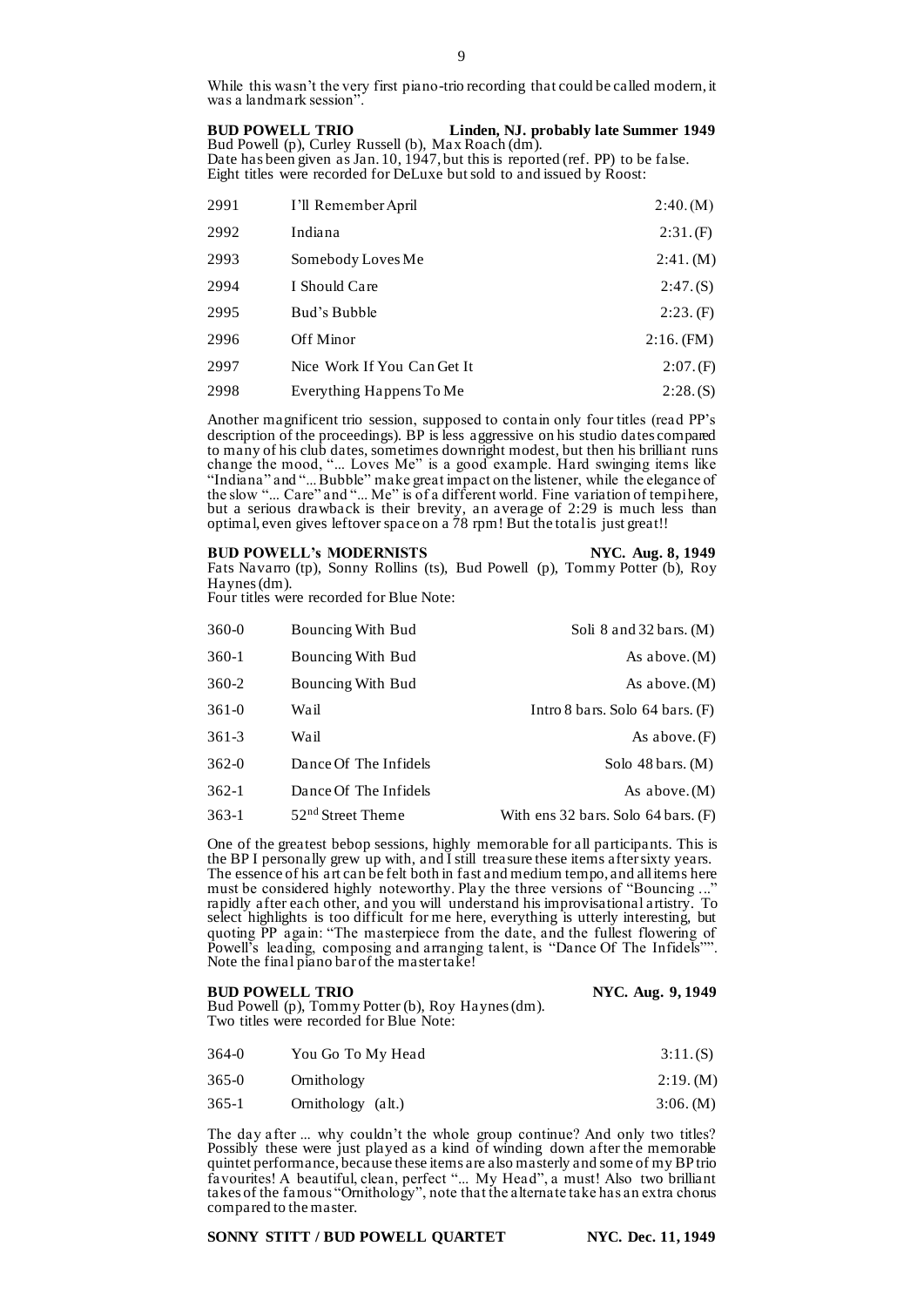While this wasn't the very first piano-trio recording that could be called modern, it was a landmark session".

**BUD POWELL TRIO** **Linden, NJ. probably late Summer 1949**
Bud Powell (p), Curley Russell (b), Max Roach (dm).
Date has been given as Jan. 10, 1947, but this is reported (ref. PP) to be false.
Eight titles were recorded for DeLuxe but sold to and issued by Roost:

| | | |
|---|---|---|
| 2991 | I'll Remember April | 2:40. (M) |
| 2992 | Indiana | 2:31. (F) |
| 2993 | Somebody Loves Me | 2:41. (M) |
| 2994 | I Should Care | 2:47. (S) |
| 2995 | Bud's Bubble | 2:23. (F) |
| 2996 | Off Minor | 2:16. (FM) |
| 2997 | Nice Work If You Can Get It | 2:07. (F) |
| 2998 | Everything Happens To Me | 2:28. (S) |

Another magnificent trio session, supposed to contain only four titles (read PP's description of the proceedings). BP is less aggressive on his studio dates compared to many of his club dates, sometimes downright modest, but then his brilliant runs change the mood, "... Loves Me" is a good example. Hard swinging items like "Indiana" and "... Bubble" make great impact on the listener, while the elegance of the slow "... Care" and "... Me" is of a different world. Fine variation of tempi here, but a serious drawback is their brevity, an average of 2:29 is much less than optimal, even gives leftover space on a 78 rpm! But the total is just great!!

**BUD POWELL's MODERNISTS** **NYC. Aug. 8, 1949**
Fats Navarro (tp), Sonny Rollins (ts), Bud Powell (p), Tommy Potter (b), Roy Haynes (dm).
Four titles were recorded for Blue Note:

| | | |
|---|---|---|
| 360-0 | Bouncing With Bud | Soli 8 and 32 bars. (M) |
| 360-1 | Bouncing With Bud | As above. (M) |
| 360-2 | Bouncing With Bud | As above. (M) |
| 361-0 | Wail | Intro 8 bars. Solo 64 bars. (F) |
| 361-3 | Wail | As above. (F) |
| 362-0 | Dance Of The Infidels | Solo 48 bars. (M) |
| 362-1 | Dance Of The Infidels | As above. (M) |
| 363-1 | 52nd Street Theme | With ens 32 bars. Solo 64 bars. (F) |

One of the greatest bebop sessions, highly memorable for all participants. This is the BP I personally grew up with, and I still treasure these items after sixty years. The essence of his art can be felt both in fast and medium tempo, and all items here must be considered highly noteworthy. Play the three versions of "Bouncing ..." rapidly after each other, and you will understand his improvisational artistry. To select highlights is too difficult for me here, everything is utterly interesting, but quoting PP again: "The masterpiece from the date, and the fullest flowering of Powell's leading, composing and arranging talent, is "Dance Of The Infidels"". Note the final piano bar of the master take!

**BUD POWELL TRIO** **NYC. Aug. 9, 1949**
Bud Powell (p), Tommy Potter (b), Roy Haynes (dm).
Two titles were recorded for Blue Note:

| | | |
|---|---|---|
| 364-0 | You Go To My Head | 3:11. (S) |
| 365-0 | Ornithology | 2:19. (M) |
| 365-1 | Ornithology (alt.) | 3:06. (M) |

The day after ... why couldn't the whole group continue? And only two titles? Possibly these were just played as a kind of winding down after the memorable quintet performance, because these items are also masterly and some of my BP trio favourites! A beautiful, clean, perfect "... My Head", a must! Also two brilliant takes of the famous "Ornithology", note that the alternate take has an extra chorus compared to the master.

**SONNY STITT / BUD POWELL QUARTET** **NYC. Dec. 11, 1949**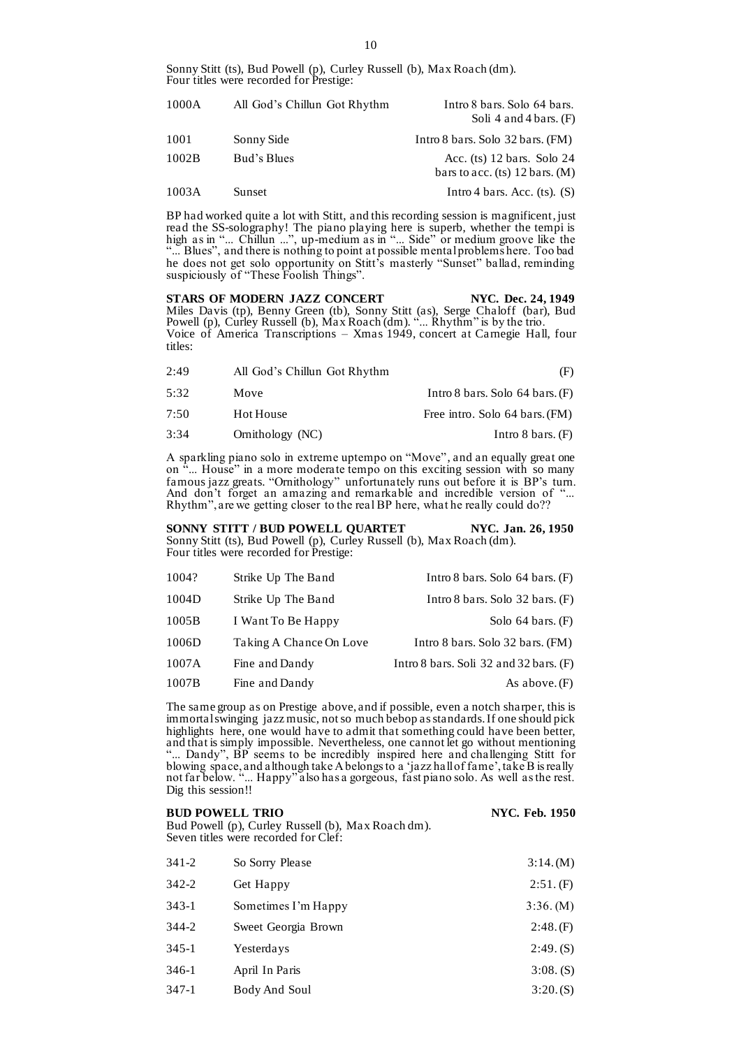Sonny Stitt (ts), Bud Powell (p), Curley Russell (b), Max Roach (dm).
Four titles were recorded for Prestige:

| | | |
|---|---|---|
| 1000A | All God's Chillun Got Rhythm | Intro 8 bars. Solo 64 bars. Soli 4 and 4 bars. (F) |
| 1001 | Sonny Side | Intro 8 bars. Solo 32 bars. (FM) |
| 1002B | Bud's Blues | Acc. (ts) 12 bars. Solo 24 bars to acc. (ts) 12 bars. (M) |
| 1003A | Sunset | Intro 4 bars. Acc. (ts). (S) |

BP had worked quite a lot with Stitt, and this recording session is magnificent, just read the SS-solography! The piano playing here is superb, whether the tempi is high as in "... Chillun ...", up-medium as in "... Side" or medium groove like the "... Blues", and there is nothing to point at possible mental problems here. Too bad he does not get solo opportunity on Stitt's masterly "Sunset" ballad, reminding suspiciously of "These Foolish Things".

**STARS OF MODERN JAZZ CONCERT** **NYC. Dec. 24, 1949**

Miles Davis (tp), Benny Green (tb), Sonny Stitt (as), Serge Chaloff (bar), Bud Powell (p), Curley Russell (b), Max Roach (dm). "... Rhythm" is by the trio.
Voice of America Transcriptions – Xmas 1949, concert at Carnegie Hall, four titles:

| | | |
|---|---|---|
| 2:49 | All God's Chillun Got Rhythm | (F) |
| 5:32 | Move | Intro 8 bars. Solo 64 bars. (F) |
| 7:50 | Hot House | Free intro. Solo 64 bars. (FM) |
| 3:34 | Ornithology (NC) | Intro 8 bars. (F) |

A sparkling piano solo in extreme uptempo on "Move", and an equally great one on "... House" in a more moderate tempo on this exciting session with so many famous jazz greats. "Ornithology" unfortunately runs out before it is BP's turn. And don't forget an amazing and remarkable and incredible version of "... Rhythm", are we getting closer to the real BP here, what he really could do??

**SONNY STITT / BUD POWELL QUARTET** **NYC. Jan. 26, 1950**

Sonny Stitt (ts), Bud Powell (p), Curley Russell (b), Max Roach (dm).
Four titles were recorded for Prestige:

| | | |
|---|---|---|
| 1004? | Strike Up The Band | Intro 8 bars. Solo 64 bars. (F) |
| 1004D | Strike Up The Band | Intro 8 bars. Solo 32 bars. (F) |
| 1005B | I Want To Be Happy | Solo 64 bars. (F) |
| 1006D | Taking A Chance On Love | Intro 8 bars. Solo 32 bars. (FM) |
| 1007A | Fine and Dandy | Intro 8 bars. Soli 32 and 32 bars. (F) |
| 1007B | Fine and Dandy | As above. (F) |

The same group as on Prestige above, and if possible, even a notch sharper, this is immortal swinging jazz music, not so much bebop as standards. If one should pick highlights here, one would have to admit that something could have been better, and that is simply impossible. Nevertheless, one cannot let go without mentioning "... Dandy", BP seems to be incredibly inspired here and challenging Stitt for blowing space, and although take A belongs to a 'jazz hall of fame', take B is really not far below. "... Happy" also has a gorgeous, fast piano solo. As well as the rest. Dig this session!!

**BUD POWELL TRIO** **NYC. Feb. 1950**

Bud Powell (p), Curley Russell (b), Max Roach dm).
Seven titles were recorded for Clef:

| | | |
|---|---|---|
| 341-2 | So Sorry Please | 3:14. (M) |
| 342-2 | Get Happy | 2:51. (F) |
| 343-1 | Sometimes I'm Happy | 3:36. (M) |
| 344-2 | Sweet Georgia Brown | 2:48. (F) |
| 345-1 | Yesterdays | 2:49. (S) |
| 346-1 | April In Paris | 3:08. (S) |
| 347-1 | Body And Soul | 3:20. (S) |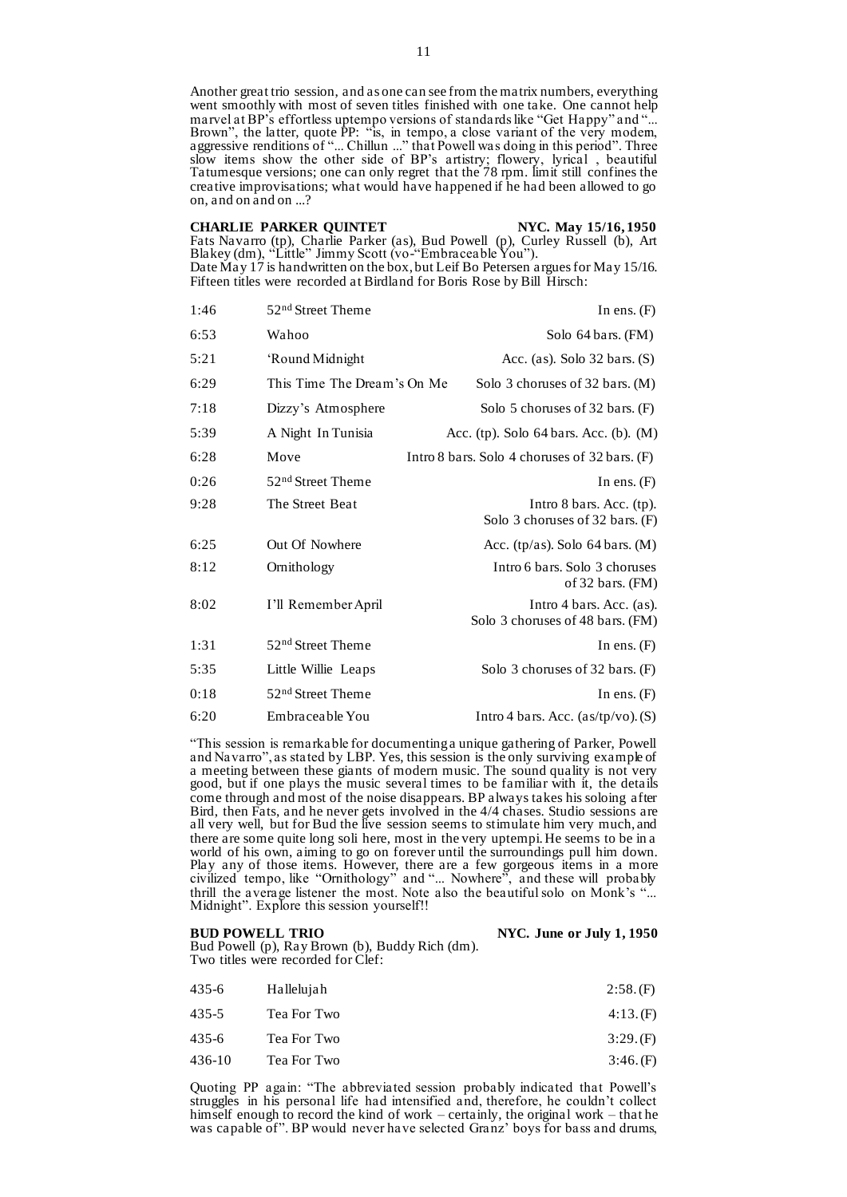Another great trio session, and as one can see from the matrix numbers, everything went smoothly with most of seven titles finished with one take. One cannot help marvel at BP's effortless uptempo versions of standards like "Get Happy" and "... Brown", the latter, quote PP: "is, in tempo, a close variant of the very modern, aggressive renditions of "... Chillun ..." that Powell was doing in this period". Three slow items show the other side of BP's artistry; flowery, lyrical , beautiful Tatumesque versions; one can only regret that the 78 rpm. limit still confines the creative improvisations; what would have happened if he had been allowed to go on, and on and on ...?

**CHARLIE PARKER QUINTET** **NYC. May 15/16, 1950**

Fats Navarro (tp), Charlie Parker (as), Bud Powell (p), Curley Russell (b), Art Blakey (dm), "Little" Jimmy Scott (vo-"Embraceable You").
Date May 17 is handwritten on the box, but Leif Bo Petersen argues for May 15/16.
Fifteen titles were recorded at Birdland for Boris Rose by Bill Hirsch:

| | | |
|---|---|---|
| 1:46 | 52nd Street Theme | In ens. (F) |
| 6:53 | Wahoo | Solo 64 bars. (FM) |
| 5:21 | 'Round Midnight | Acc. (as). Solo 32 bars. (S) |
| 6:29 | This Time The Dream's On Me | Solo 3 choruses of 32 bars. (M) |
| 7:18 | Dizzy's Atmosphere | Solo 5 choruses of 32 bars. (F) |
| 5:39 | A Night In Tunisia | Acc. (tp). Solo 64 bars. Acc. (b). (M) |
| 6:28 | Move | Intro 8 bars. Solo 4 choruses of 32 bars. (F) |
| 0:26 | 52nd Street Theme | In ens. (F) |
| 9:28 | The Street Beat | Intro 8 bars. Acc. (tp). Solo 3 choruses of 32 bars. (F) |
| 6:25 | Out Of Nowhere | Acc. (tp/as). Solo 64 bars. (M) |
| 8:12 | Ornithology | Intro 6 bars. Solo 3 choruses of 32 bars. (FM) |
| 8:02 | I'll Remember April | Intro 4 bars. Acc. (as). Solo 3 choruses of 48 bars. (FM) |
| 1:31 | 52nd Street Theme | In ens. (F) |
| 5:35 | Little Willie Leaps | Solo 3 choruses of 32 bars. (F) |
| 0:18 | 52nd Street Theme | In ens. (F) |
| 6:20 | Embraceable You | Intro 4 bars. Acc. (as/tp/vo). (S) |

"This session is remarkable for documenting a unique gathering of Parker, Powell and Navarro", as stated by LBP. Yes, this session is the only surviving example of a meeting between these giants of modern music. The sound quality is not very good, but if one plays the music several times to be familiar with it, the details come through and most of the noise disappears. BP always takes his soloing after Bird, then Fats, and he never gets involved in the 4/4 chases. Studio sessions are all very well, but for Bud the live session seems to stimulate him very much, and there are some quite long soli here, most in the very uptempi. He seems to be in a world of his own, aiming to go on forever until the surroundings pull him down. Play any of those items. However, there are a few gorgeous items in a more civilized tempo, like "Ornithology" and "... Nowhere", and these will probably thrill the average listener the most. Note also the beautiful solo on Monk's "... Midnight". Explore this session yourself!!

**BUD POWELL TRIO** **NYC. June or July 1, 1950**

Bud Powell (p), Ray Brown (b), Buddy Rich (dm).
Two titles were recorded for Clef:

| | | |
|---|---|---|
| 435-6 | Hallelujah | 2:58. (F) |
| 435-5 | Tea For Two | 4:13. (F) |
| 435-6 | Tea For Two | 3:29. (F) |
| 436-10 | Tea For Two | 3:46. (F) |

Quoting PP again: "The abbreviated session probably indicated that Powell's struggles in his personal life had intensified and, therefore, he couldn't collect himself enough to record the kind of work – certainly, the original work – that he was capable of". BP would never have selected Granz' boys for bass and drums,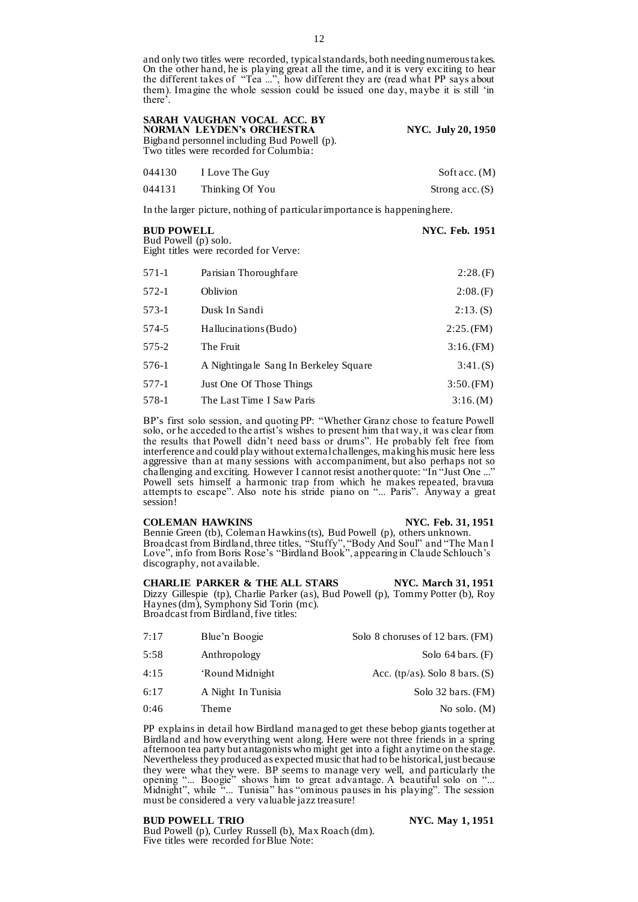and only two titles were recorded, typical standards, both needing numerous takes. On the other hand, he is playing great all the time, and it is very exciting to hear the different takes of "Tea ...", how different they are (read what PP says about them). Imagine the whole session could be issued one day, maybe it is still 'in there'.

**SARAH VAUGHAN VOCAL ACC. BY NORMAN LEYDEN's ORCHESTRA** **NYC. July 20, 1950**

Bigband personnel including Bud Powell (p).
Two titles were recorded for Columbia:

| | | |
|---|---|---|
| 044130 | I Love The Guy | Soft acc. (M) |
| 044131 | Thinking Of You | Strong acc. (S) |

In the larger picture, nothing of particular importance is happening here.

**BUD POWELL** **NYC. Feb. 1951**

Bud Powell (p) solo.
Eight titles were recorded for Verve:

| | | |
|---|---|---|
| 571-1 | Parisian Thoroughfare | 2:28. (F) |
| 572-1 | Oblivion | 2:08. (F) |
| 573-1 | Dusk In Sandi | 2:13. (S) |
| 574-5 | Hallucinations (Budo) | 2:25. (FM) |
| 575-2 | The Fruit | 3:16. (FM) |
| 576-1 | A Nightingale Sang In Berkeley Square | 3:41. (S) |
| 577-1 | Just One Of Those Things | 3:50. (FM) |
| 578-1 | The Last Time I Saw Paris | 3:16. (M) |

BP's first solo session, and quoting PP: "Whether Granz chose to feature Powell solo, or he acceded to the artist's wishes to present him that way, it was clear from the results that Powell didn't need bass or drums". He probably felt free from interference and could play without external challenges, making his music here less aggressive than at many sessions with accompaniment, but also perhaps not so challenging and exciting. However I cannot resist another quote: "In "Just One ..." Powell sets himself a harmonic trap from which he makes repeated, bravura attempts to escape". Also note his stride piano on "... Paris". Anyway a great session!

**COLEMAN HAWKINS** **NYC. Feb. 31, 1951**

Bennie Green (tb), Coleman Hawkins (ts), Bud Powell (p), others unknown.
Broadcast from Birdland, three titles, "Stuffy", "Body And Soul" and "The Man I Love", info from Boris Rose's "Birdland Book", appearing in Claude Schlouch's discography, not available.

**CHARLIE PARKER & THE ALL STARS** **NYC. March 31, 1951**

Dizzy Gillespie (tp), Charlie Parker (as), Bud Powell (p), Tommy Potter (b), Roy Haynes (dm), Symphony Sid Torin (mc).
Broadcast from Birdland, five titles:

| | | |
|---|---|---|
| 7:17 | Blue'n Boogie | Solo 8 choruses of 12 bars. (FM) |
| 5:58 | Anthropology | Solo 64 bars. (F) |
| 4:15 | 'Round Midnight | Acc. (tp/as). Solo 8 bars. (S) |
| 6:17 | A Night In Tunisia | Solo 32 bars. (FM) |
| 0:46 | Theme | No solo. (M) |

PP explains in detail how Birdland managed to get these bebop giants together at Birdland and how everything went along. Here were not three friends in a spring afternoon tea party but antagonists who might get into a fight anytime on the stage. Nevertheless they produced as expected music that had to be historical, just because they were what they were. BP seems to manage very well, and particularly the opening "... Boogie" shows him to great advantage. A beautiful solo on "... Midnight", while "... Tunisia" has "ominous pauses in his playing". The session must be considered a very valuable jazz treasure!

**BUD POWELL TRIO** **NYC. May 1, 1951**

Bud Powell (p), Curley Russell (b), Max Roach (dm).
Five titles were recorded for Blue Note: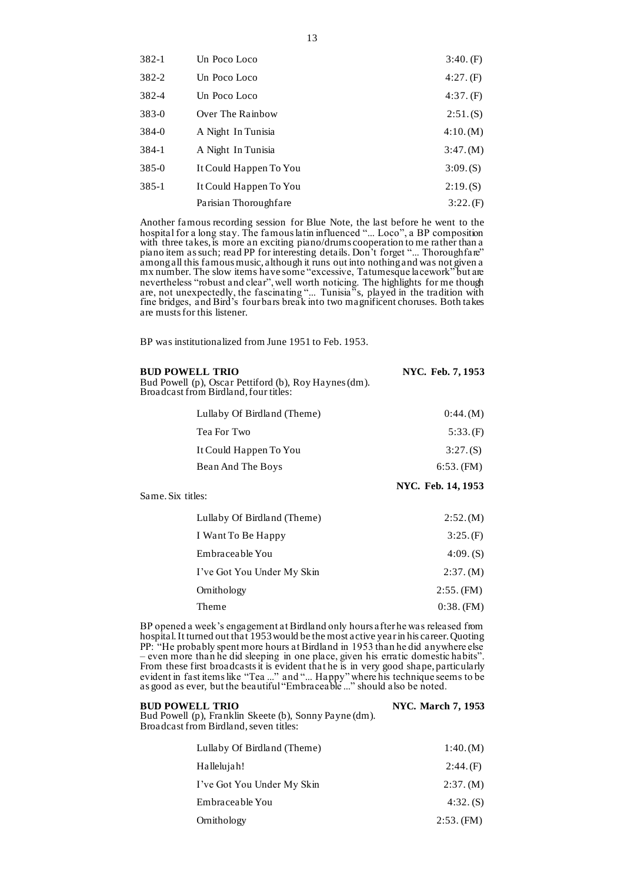| | | |
|---|---|---|
| 382-1 | Un Poco Loco | 3:40. (F) |
| 382-2 | Un Poco Loco | 4:27. (F) |
| 382-4 | Un Poco Loco | 4:37. (F) |
| 383-0 | Over The Rainbow | 2:51. (S) |
| 384-0 | A Night In Tunisia | 4:10. (M) |
| 384-1 | A Night In Tunisia | 3:47. (M) |
| 385-0 | It Could Happen To You | 3:09. (S) |
| 385-1 | It Could Happen To You | 2:19. (S) |
| | Parisian Thoroughfare | 3:22. (F) |

Another famous recording session for Blue Note, the last before he went to the hospital for a long stay. The famous latin influenced "... Loco", a BP composition with three takes, is more an exciting piano/drums cooperation to me rather than a piano item as such; read PP for interesting details. Don't forget "... Thoroughfare" among all this famous music, although it runs out into nothing and was not given a mx number. The slow items have some "excessive, Tatumesque lacework" but are nevertheless "robust and clear", well worth noticing. The highlights for me though are, not unexpectedly, the fascinating "... Tunisia"s, played in the tradition with fine bridges, and Bird's four bars break into two magnificent choruses. Both takes are musts for this listener.

BP was institutionalized from June 1951 to Feb. 1953.

**BUD POWELL TRIO** **NYC. Feb. 7, 1953**

Bud Powell (p), Oscar Pettiford (b), Roy Haynes (dm).
Broadcast from Birdland, four titles:

| | |
|---|---|
| Lullaby Of Birdland (Theme) | 0:44. (M) |
| Tea For Two | 5:33. (F) |
| It Could Happen To You | 3:27. (S) |
| Bean And The Boys | 6:53. (FM) |

**NYC. Feb. 14, 1953**

Same. Six titles:

| | |
|---|---|
| Lullaby Of Birdland (Theme) | 2:52. (M) |
| I Want To Be Happy | 3:25. (F) |
| Embraceable You | 4:09. (S) |
| I've Got You Under My Skin | 2:37. (M) |
| Ornithology | 2:55. (FM) |
| Theme | 0:38. (FM) |

BP opened a week's engagement at Birdland only hours after he was released from hospital. It turned out that 1953 would be the most active year in his career. Quoting PP: "He probably spent more hours at Birdland in 1953 than he did anywhere else – even more than he did sleeping in one place, given his erratic domestic habits". From these first broadcasts it is evident that he is in very good shape, particularly evident in fast items like "Tea ..." and "... Happy" where his technique seems to be as good as ever, but the beautiful "Embraceable ..." should also be noted.

**BUD POWELL TRIO** **NYC. March 7, 1953**

Bud Powell (p), Franklin Skeete (b), Sonny Payne (dm).
Broadcast from Birdland, seven titles:

| | |
|---|---|
| Lullaby Of Birdland (Theme) | 1:40. (M) |
| Hallelujah! | 2:44. (F) |
| I've Got You Under My Skin | 2:37. (M) |
| Embraceable You | 4:32. (S) |
| Ornithology | 2:53. (FM) |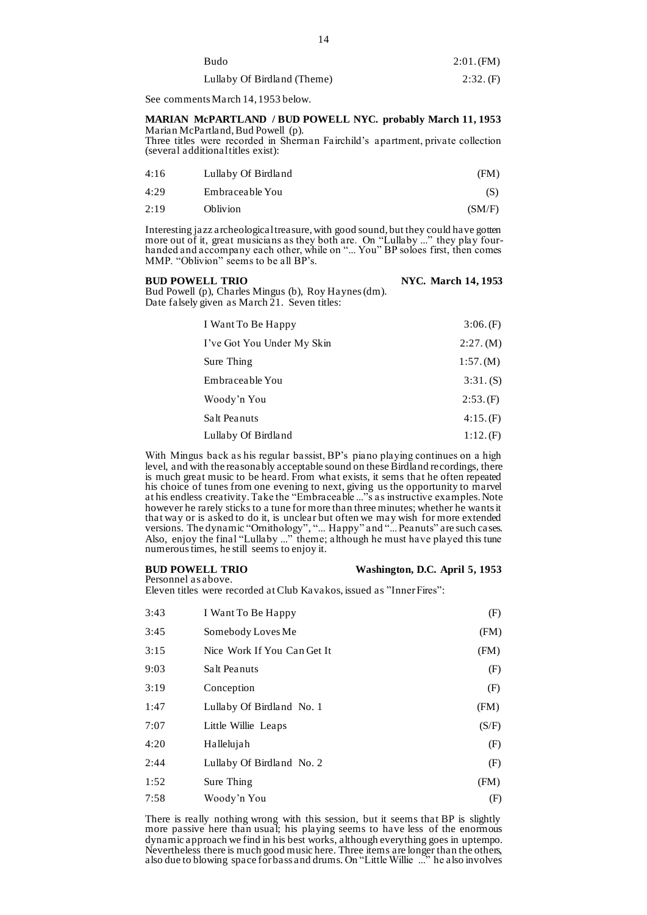| | |
|---|---|
| Budo | 2:01. (FM) |
| Lullaby Of Birdland (Theme) | 2:32. (F) |

See comments March 14, 1953 below.

**MARIAN McPARTLAND / BUD POWELL NYC. probably March 11, 1953**
Marian McPartland, Bud Powell (p).
Three titles were recorded in Sherman Fairchild's apartment, private collection (several additional titles exist):

| | | |
|---|---|---|
| 4:16 | Lullaby Of Birdland | (FM) |
| 4:29 | Embraceable You | (S) |
| 2:19 | Oblivion | (SM/F) |

Interesting jazz archeological treasure, with good sound, but they could have gotten more out of it, great musicians as they both are. On "Lullaby ..." they play four-handed and accompany each other, while on "... You" BP soloes first, then comes MMP. "Oblivion" seems to be all BP's.

**BUD POWELL TRIO** **NYC. March 14, 1953**
Bud Powell (p), Charles Mingus (b), Roy Haynes (dm).
Date falsely given as March 21. Seven titles:

| | |
|---|---|
| I Want To Be Happy | 3:06. (F) |
| I've Got You Under My Skin | 2:27. (M) |
| Sure Thing | 1:57. (M) |
| Embraceable You | 3:31. (S) |
| Woody'n You | 2:53. (F) |
| Salt Peanuts | 4:15. (F) |
| Lullaby Of Birdland | 1:12. (F) |

With Mingus back as his regular bassist, BP's piano playing continues on a high level, and with the reasonably acceptable sound on these Birdland recordings, there is much great music to be heard. From what exists, it sems that he often repeated his choice of tunes from one evening to next, giving us the opportunity to marvel at his endless creativity. Take the "Embraceable ..."s as instructive examples. Note however he rarely sticks to a tune for more than three minutes; whether he wants it that way or is asked to do it, is unclear but often we may wish for more extended versions. The dynamic "Ornithology", "... Happy" and "... Peanuts" are such cases. Also, enjoy the final "Lullaby ..." theme; although he must have played this tune numerous times, he still seems to enjoy it.

**BUD POWELL TRIO** **Washington, D.C. April 5, 1953**
Personnel as above.
Eleven titles were recorded at Club Kavakos, issued as "Inner Fires":

| | | |
|---|---|---|
| 3:43 | I Want To Be Happy | (F) |
| 3:45 | Somebody Loves Me | (FM) |
| 3:15 | Nice Work If You Can Get It | (FM) |
| 9:03 | Salt Peanuts | (F) |
| 3:19 | Conception | (F) |
| 1:47 | Lullaby Of Birdland No. 1 | (FM) |
| 7:07 | Little Willie Leaps | (S/F) |
| 4:20 | Hallelujah | (F) |
| 2:44 | Lullaby Of Birdland No. 2 | (F) |
| 1:52 | Sure Thing | (FM) |
| 7:58 | Woody'n You | (F) |

There is really nothing wrong with this session, but it seems that BP is slightly more passive here than usual; his playing seems to have less of the enormous dynamic approach we find in his best works, although everything goes in uptempo. Nevertheless there is much good music here. Three items are longer than the others, also due to blowing space for bass and drums. On "Little Willie ..." he also involves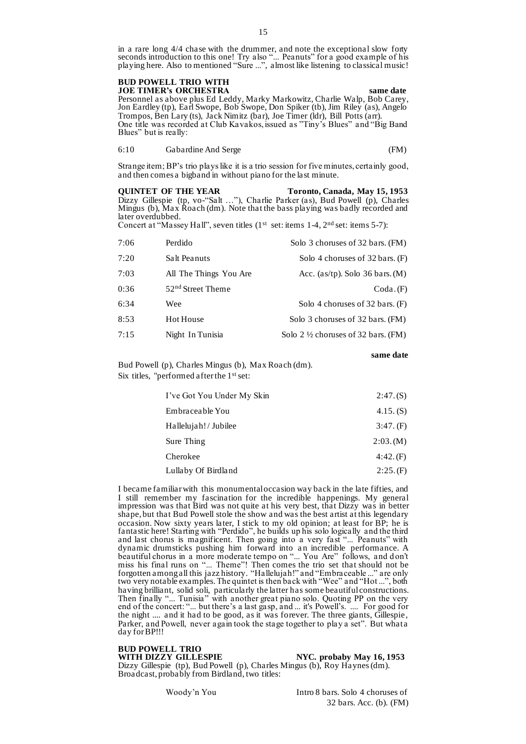in a rare long 4/4 chase with the drummer, and note the exceptional slow forty seconds introduction to this one! Try also "... Peanuts" for a good example of his playing here. Also to mentioned "Sure ...", almost like listening to classical music!

**BUD POWELL TRIO WITH**
**JOE TIMER's ORCHESTRA** **same date**

Personnel as above plus Ed Leddy, Marky Markowitz, Charlie Walp, Bob Carey, Jon Eardley (tp), Earl Swope, Bob Swope, Don Spiker (tb), Jim Riley (as), Angelo Trompos, Ben Lary (ts), Jack Nimitz (bar), Joe Timer (ldr), Bill Potts (arr).
One title was recorded at Club Kavakos, issued as "Tiny's Blues" and "Big Band Blues" but is really:

| | | |
|---|---|---|
| 6:10 | Gabardine And Serge | (FM) |

Strange item; BP's trio plays like it is a trio session for five minutes, certainly good, and then comes a bigband in without piano for the last minute.

**QUINTET OF THE YEAR** **Toronto, Canada, May 15, 1953**

Dizzy Gillespie (tp, vo-"Salt …"), Charlie Parker (as), Bud Powell (p), Charles Mingus (b), Max Roach (dm). Note that the bass playing was badly recorded and later overdubbed.
Concert at "Massey Hall", seven titles (1st set: items 1-4, 2nd set: items 5-7):

| | | |
|---|---|---|
| 7:06 | Perdido | Solo 3 choruses of 32 bars. (FM) |
| 7:20 | Salt Peanuts | Solo 4 choruses of 32 bars. (F) |
| 7:03 | All The Things You Are | Acc. (as/tp). Solo 36 bars. (M) |
| 0:36 | 52nd Street Theme | Coda. (F) |
| 6:34 | Wee | Solo 4 choruses of 32 bars. (F) |
| 8:53 | Hot House | Solo 3 choruses of 32 bars. (FM) |
| 7:15 | Night In Tunisia | Solo 2 ½ choruses of 32 bars. (FM) |

**same date**

Bud Powell (p), Charles Mingus (b), Max Roach (dm).
Six titles, "performed after the 1st set:

| | |
|---|---|
| I've Got You Under My Skin | 2:47. (S) |
| Embraceable You | 4.15. (S) |
| Hallelujah! / Jubilee | 3:47. (F) |
| Sure Thing | 2:03. (M) |
| Cherokee | 4:42. (F) |
| Lullaby Of Birdland | 2:25. (F) |

I became familiar with this monumental occasion way back in the late fifties, and I still remember my fascination for the incredible happenings. My general impression was that Bird was not quite at his very best, that Dizzy was in better shape, but that Bud Powell stole the show and was the best artist at this legendary occasion. Now sixty years later, I stick to my old opinion; at least for BP; he is fantastic here! Starting with "Perdido", he builds up his solo logically and the third and last chorus is magnificent. Then going into a very fast "... Peanuts" with dynamic drumsticks pushing him forward into an incredible performance. A beautiful chorus in a more moderate tempo on "... You Are" follows, and don't miss his final runs on "... Theme"! Then comes the trio set that should not be forgotten among all this jazz history. "Hallelujah!" and "Embraceable ..." are only two very notable examples. The quintet is then back with "Wee" and "Hot ...", both having brilliant, solid soli, particularly the latter has some beautiful constructions. Then finally "... Tunisia" with another great piano solo. Quoting PP on the very end of the concert: "... but there's a last gasp, and ... it's Powell's. .... For good for the night .... and it had to be good, as it was forever. The three giants, Gillespie, Parker, and Powell, never again took the stage together to play a set". But what a day for BP!!!

**BUD POWELL TRIO**
**WITH DIZZY GILLESPIE** **NYC. probaby May 16, 1953**

Dizzy Gillespie (tp), Bud Powell (p), Charles Mingus (b), Roy Haynes (dm).
Broadcast, probably from Birdland, two titles:

| | |
|---|---|
| Woody'n You | Intro 8 bars. Solo 4 choruses of 32 bars. Acc. (b). (FM) |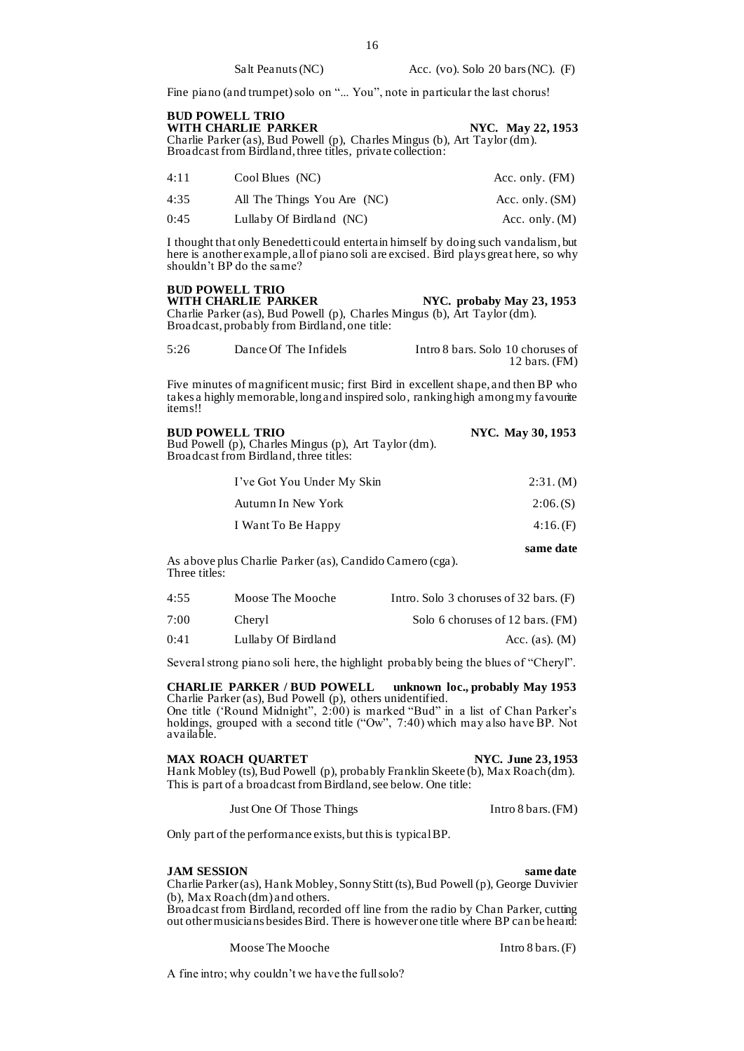Salt Peanuts (NC) Acc. (vo). Solo 20 bars (NC). (F)

Fine piano (and trumpet) solo on "... You", note in particular the last chorus!

**BUD POWELL TRIO**
**WITH CHARLIE PARKER** **NYC. May 22, 1953**
Charlie Parker (as), Bud Powell (p), Charles Mingus (b), Art Taylor (dm).
Broadcast from Birdland, three titles, private collection:

| | | |
|---|---|---|
| 4:11 | Cool Blues (NC) | Acc. only. (FM) |
| 4:35 | All The Things You Are (NC) | Acc. only. (SM) |
| 0:45 | Lullaby Of Birdland (NC) | Acc. only. (M) |

I thought that only Benedetti could entertain himself by doing such vandalism, but here is another example, all of piano soli are excised. Bird plays great here, so why shouldn't BP do the same?

**BUD POWELL TRIO**
**WITH CHARLIE PARKER** **NYC. probaby May 23, 1953**
Charlie Parker (as), Bud Powell (p), Charles Mingus (b), Art Taylor (dm).
Broadcast, probably from Birdland, one title:

| | | |
|---|---|---|
| 5:26 | Dance Of The Infidels | Intro 8 bars. Solo 10 choruses of 12 bars. (FM) |

Five minutes of magnificent music; first Bird in excellent shape, and then BP who takes a highly memorable, long and inspired solo, ranking high among my favourite items!!

**BUD POWELL TRIO** **NYC. May 30, 1953**
Bud Powell (p), Charles Mingus (p), Art Taylor (dm).
Broadcast from Birdland, three titles:

| | |
|---|---|
| I've Got You Under My Skin | 2:31. (M) |
| Autumn In New York | 2:06. (S) |
| I Want To Be Happy | 4:16. (F) |

**same date**

As above plus Charlie Parker (as), Candido Camero (cga).
Three titles:

| | | |
|---|---|---|
| 4:55 | Moose The Mooche | Intro. Solo 3 choruses of 32 bars. (F) |
| 7:00 | Cheryl | Solo 6 choruses of 12 bars. (FM) |
| 0:41 | Lullaby Of Birdland | Acc. (as). (M) |

Several strong piano soli here, the highlight probably being the blues of "Cheryl".

**CHARLIE PARKER / BUD POWELL** **unknown loc., probably May 1953**
Charlie Parker (as), Bud Powell (p), others unidentified.
One title ('Round Midnight", 2:00) is marked "Bud" in a list of Chan Parker's holdings, grouped with a second title ("Ow", 7:40) which may also have BP. Not available.

**MAX ROACH QUARTET** **NYC. June 23, 1953**
Hank Mobley (ts), Bud Powell (p), probably Franklin Skeete (b), Max Roach (dm).
This is part of a broadcast from Birdland, see below. One title:

Just One Of Those Things Intro 8 bars. (FM)

Only part of the performance exists, but this is typical BP.

**JAM SESSION** **same date**
Charlie Parker (as), Hank Mobley, Sonny Stitt (ts), Bud Powell (p), George Duvivier (b), Max Roach (dm) and others.
Broadcast from Birdland, recorded off line from the radio by Chan Parker, cutting out other musicians besides Bird. There is however one title where BP can be heard:

Moose The Mooche Intro 8 bars. (F)

A fine intro; why couldn't we have the full solo?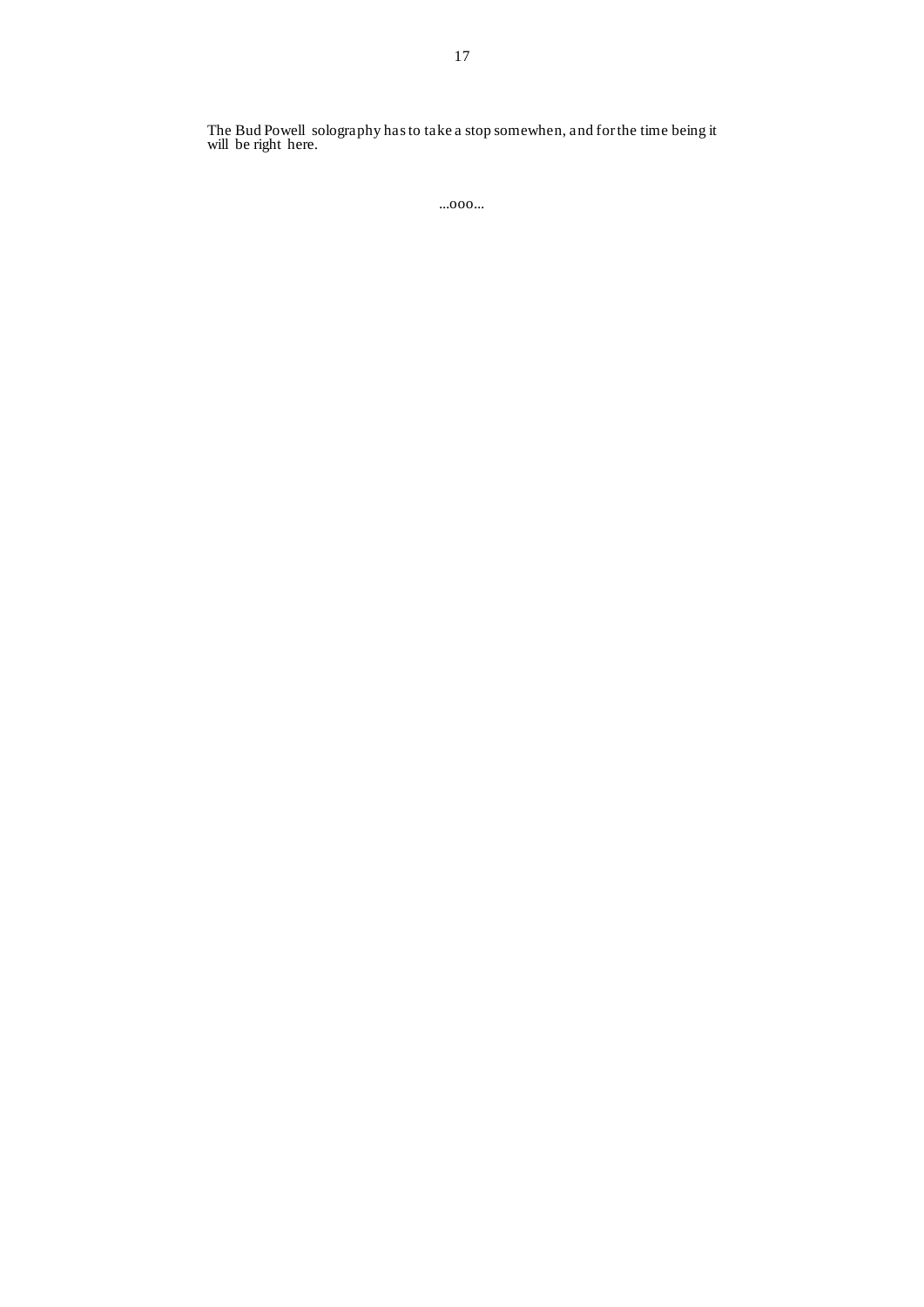The Bud Powell solography has to take a stop somewhen, and for the time being it will be right here.

...ooo...